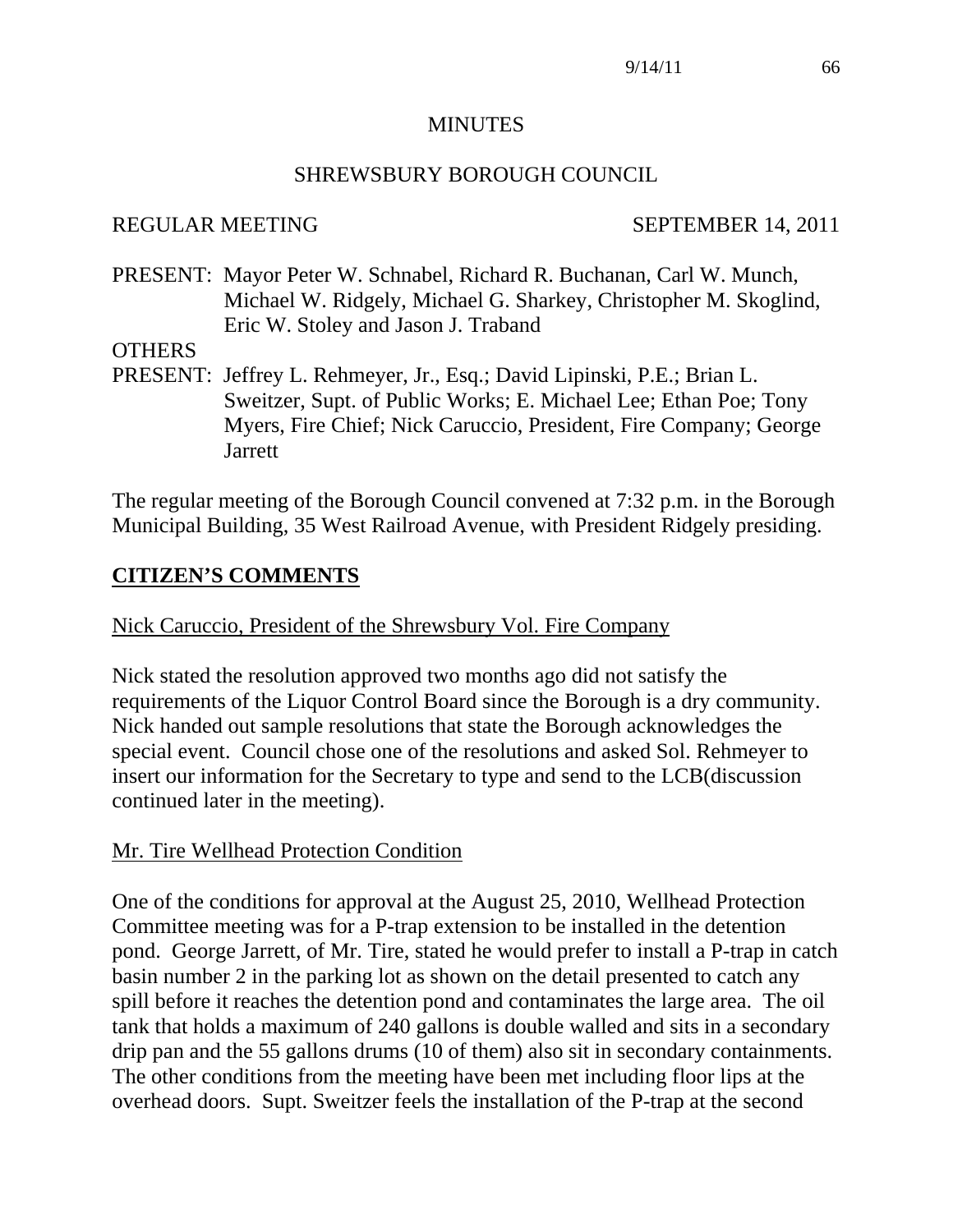# MINUTES

## SHREWSBURY BOROUGH COUNCIL

REGULAR MEETING SEPTEMBER 14, 2011

PRESENT: Mayor Peter W. Schnabel, Richard R. Buchanan, Carl W. Munch, Michael W. Ridgely, Michael G. Sharkey, Christopher M. Skoglind, Eric W. Stoley and Jason J. Traband

OTHERS
PRESENT: Jeffrey L. Rehmeyer, Jr., Esq.; David Lipinski, P.E.; Brian L. Sweitzer, Supt. of Public Works; E. Michael Lee; Ethan Poe; Tony Myers, Fire Chief; Nick Caruccio, President, Fire Company; George Jarrett

The regular meeting of the Borough Council convened at 7:32 p.m. in the Borough Municipal Building, 35 West Railroad Avenue, with President Ridgely presiding.

## **CITIZEN'S COMMENTS**

Nick Caruccio, President of the Shrewsbury Vol. Fire Company

Nick stated the resolution approved two months ago did not satisfy the requirements of the Liquor Control Board since the Borough is a dry community. Nick handed out sample resolutions that state the Borough acknowledges the special event. Council chose one of the resolutions and asked Sol. Rehmeyer to insert our information for the Secretary to type and send to the LCB(discussion continued later in the meeting).

Mr. Tire Wellhead Protection Condition

One of the conditions for approval at the August 25, 2010, Wellhead Protection Committee meeting was for a P-trap extension to be installed in the detention pond. George Jarrett, of Mr. Tire, stated he would prefer to install a P-trap in catch basin number 2 in the parking lot as shown on the detail presented to catch any spill before it reaches the detention pond and contaminates the large area. The oil tank that holds a maximum of 240 gallons is double walled and sits in a secondary drip pan and the 55 gallons drums (10 of them) also sit in secondary containments. The other conditions from the meeting have been met including floor lips at the overhead doors. Supt. Sweitzer feels the installation of the P-trap at the second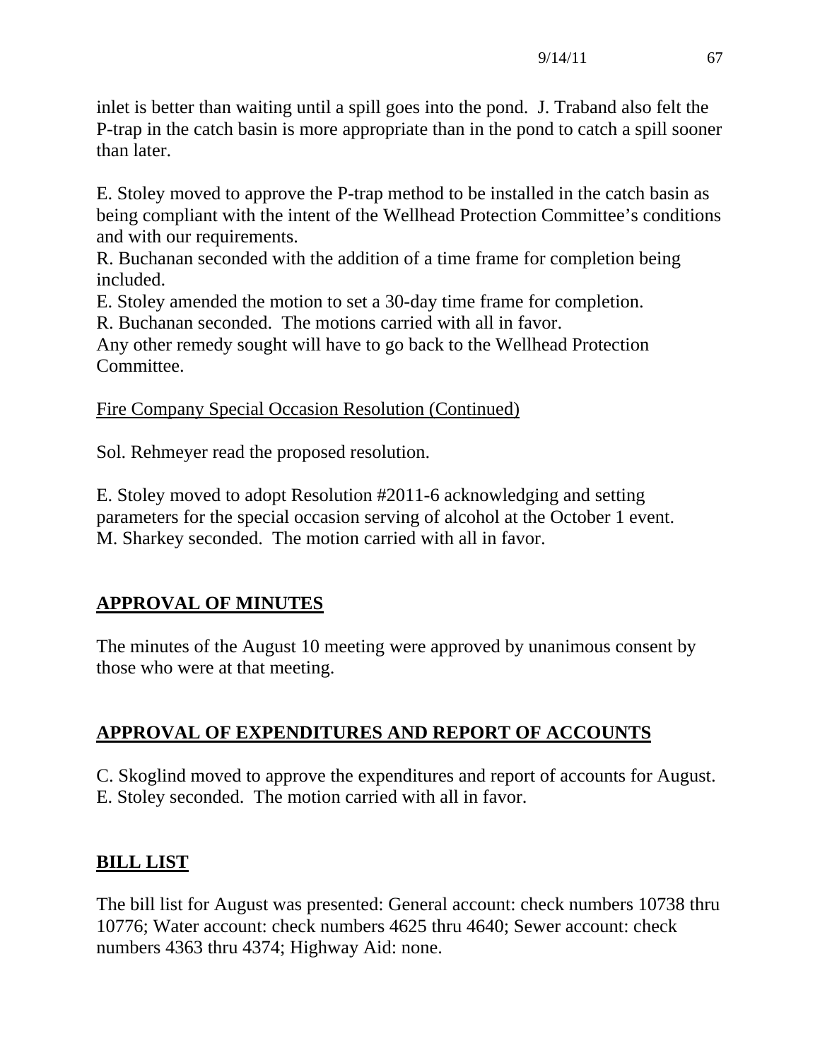inlet is better than waiting until a spill goes into the pond. J. Traband also felt the P-trap in the catch basin is more appropriate than in the pond to catch a spill sooner than later.

E. Stoley moved to approve the P-trap method to be installed in the catch basin as being compliant with the intent of the Wellhead Protection Committee's conditions and with our requirements.
R. Buchanan seconded with the addition of a time frame for completion being included.
E. Stoley amended the motion to set a 30-day time frame for completion.
R. Buchanan seconded. The motions carried with all in favor.
Any other remedy sought will have to go back to the Wellhead Protection Committee.

<u>Fire Company Special Occasion Resolution (Continued)</u>

Sol. Rehmeyer read the proposed resolution.

E. Stoley moved to adopt Resolution #2011-6 acknowledging and setting parameters for the special occasion serving of alcohol at the October 1 event.
M. Sharkey seconded. The motion carried with all in favor.

## APPROVAL OF MINUTES

The minutes of the August 10 meeting were approved by unanimous consent by those who were at that meeting.

## APPROVAL OF EXPENDITURES AND REPORT OF ACCOUNTS

C. Skoglind moved to approve the expenditures and report of accounts for August.
E. Stoley seconded. The motion carried with all in favor.

## BILL LIST

The bill list for August was presented: General account: check numbers 10738 thru 10776; Water account: check numbers 4625 thru 4640; Sewer account: check numbers 4363 thru 4374; Highway Aid: none.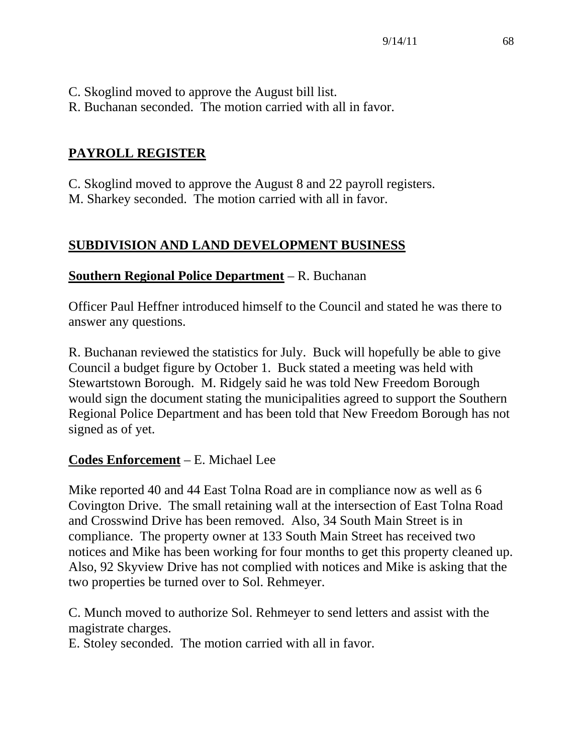C. Skoglind moved to approve the August bill list.
R. Buchanan seconded. The motion carried with all in favor.

## PAYROLL REGISTER

C. Skoglind moved to approve the August 8 and 22 payroll registers.
M. Sharkey seconded. The motion carried with all in favor.

## SUBDIVISION AND LAND DEVELOPMENT BUSINESS

**Southern Regional Police Department** – R. Buchanan

Officer Paul Heffner introduced himself to the Council and stated he was there to answer any questions.

R. Buchanan reviewed the statistics for July. Buck will hopefully be able to give Council a budget figure by October 1. Buck stated a meeting was held with Stewartstown Borough. M. Ridgely said he was told New Freedom Borough would sign the document stating the municipalities agreed to support the Southern Regional Police Department and has been told that New Freedom Borough has not signed as of yet.

**Codes Enforcement** – E. Michael Lee

Mike reported 40 and 44 East Tolna Road are in compliance now as well as 6 Covington Drive. The small retaining wall at the intersection of East Tolna Road and Crosswind Drive has been removed. Also, 34 South Main Street is in compliance. The property owner at 133 South Main Street has received two notices and Mike has been working for four months to get this property cleaned up. Also, 92 Skyview Drive has not complied with notices and Mike is asking that the two properties be turned over to Sol. Rehmeyer.

C. Munch moved to authorize Sol. Rehmeyer to send letters and assist with the magistrate charges.
E. Stoley seconded. The motion carried with all in favor.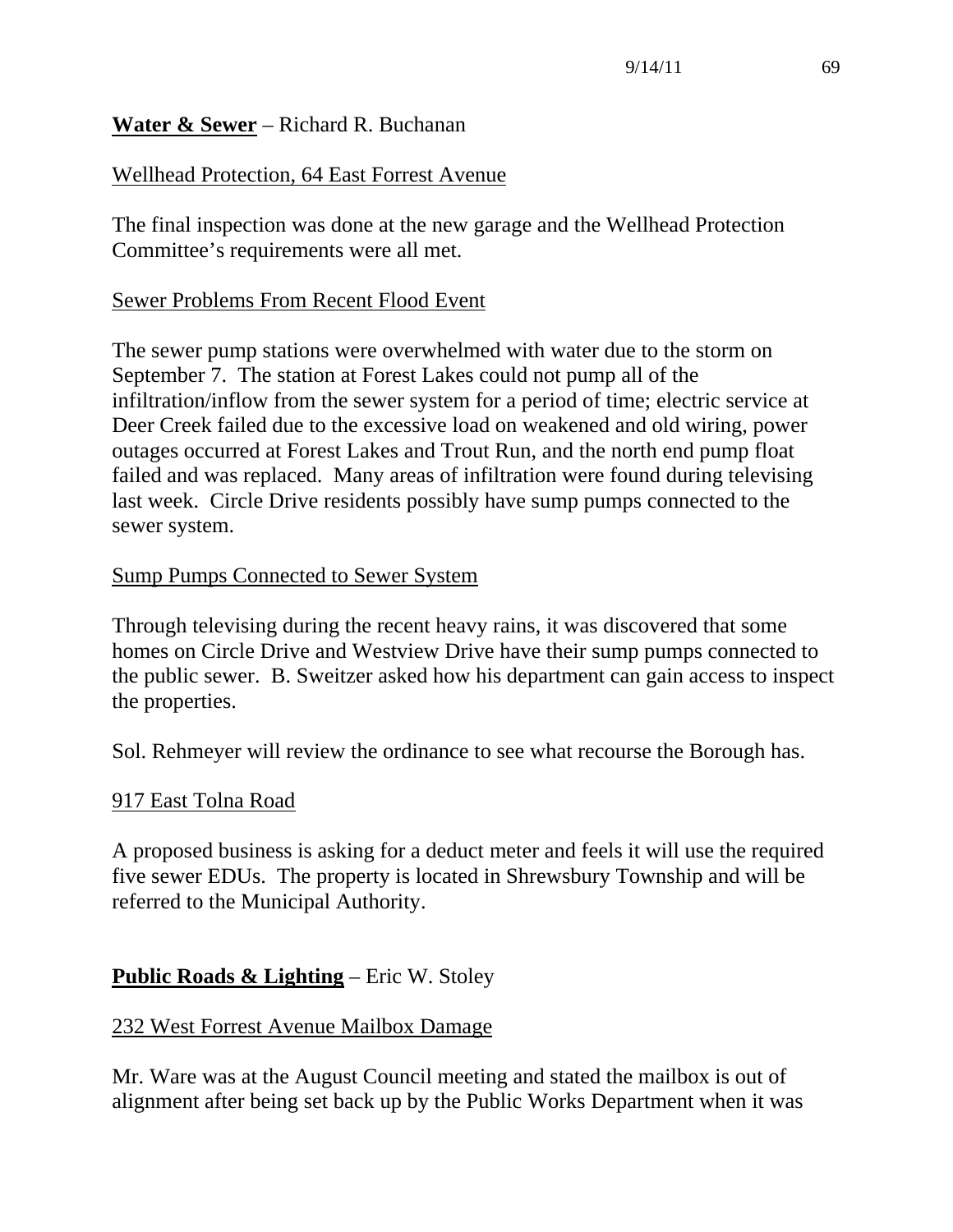**Water & Sewer** – Richard R. Buchanan

Wellhead Protection, 64 East Forrest Avenue

The final inspection was done at the new garage and the Wellhead Protection Committee's requirements were all met.

Sewer Problems From Recent Flood Event

The sewer pump stations were overwhelmed with water due to the storm on September 7. The station at Forest Lakes could not pump all of the infiltration/inflow from the sewer system for a period of time; electric service at Deer Creek failed due to the excessive load on weakened and old wiring, power outages occurred at Forest Lakes and Trout Run, and the north end pump float failed and was replaced. Many areas of infiltration were found during televising last week. Circle Drive residents possibly have sump pumps connected to the sewer system.

Sump Pumps Connected to Sewer System

Through televising during the recent heavy rains, it was discovered that some homes on Circle Drive and Westview Drive have their sump pumps connected to the public sewer. B. Sweitzer asked how his department can gain access to inspect the properties.

Sol. Rehmeyer will review the ordinance to see what recourse the Borough has.

917 East Tolna Road

A proposed business is asking for a deduct meter and feels it will use the required five sewer EDUs. The property is located in Shrewsbury Township and will be referred to the Municipal Authority.

**Public Roads & Lighting** – Eric W. Stoley

232 West Forrest Avenue Mailbox Damage

Mr. Ware was at the August Council meeting and stated the mailbox is out of alignment after being set back up by the Public Works Department when it was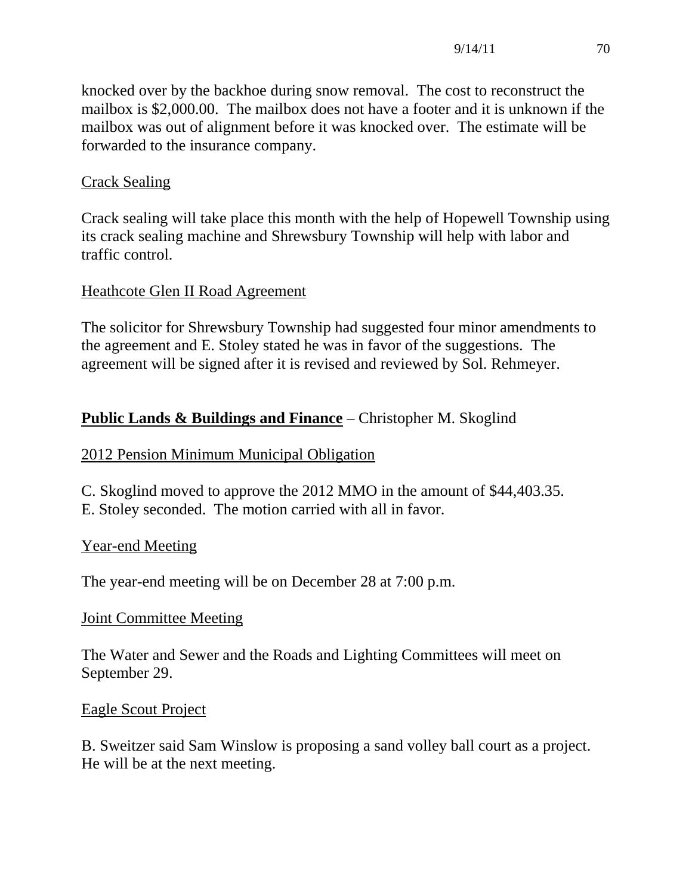knocked over by the backhoe during snow removal. The cost to reconstruct the mailbox is $2,000.00. The mailbox does not have a footer and it is unknown if the mailbox was out of alignment before it was knocked over. The estimate will be forwarded to the insurance company.

Crack Sealing

Crack sealing will take place this month with the help of Hopewell Township using its crack sealing machine and Shrewsbury Township will help with labor and traffic control.

Heathcote Glen II Road Agreement

The solicitor for Shrewsbury Township had suggested four minor amendments to the agreement and E. Stoley stated he was in favor of the suggestions. The agreement will be signed after it is revised and reviewed by Sol. Rehmeyer.

**Public Lands & Buildings and Finance** – Christopher M. Skoglind

2012 Pension Minimum Municipal Obligation

C. Skoglind moved to approve the 2012 MMO in the amount of $44,403.35.
E. Stoley seconded. The motion carried with all in favor.

Year-end Meeting

The year-end meeting will be on December 28 at 7:00 p.m.

Joint Committee Meeting

The Water and Sewer and the Roads and Lighting Committees will meet on September 29.

Eagle Scout Project

B. Sweitzer said Sam Winslow is proposing a sand volley ball court as a project. He will be at the next meeting.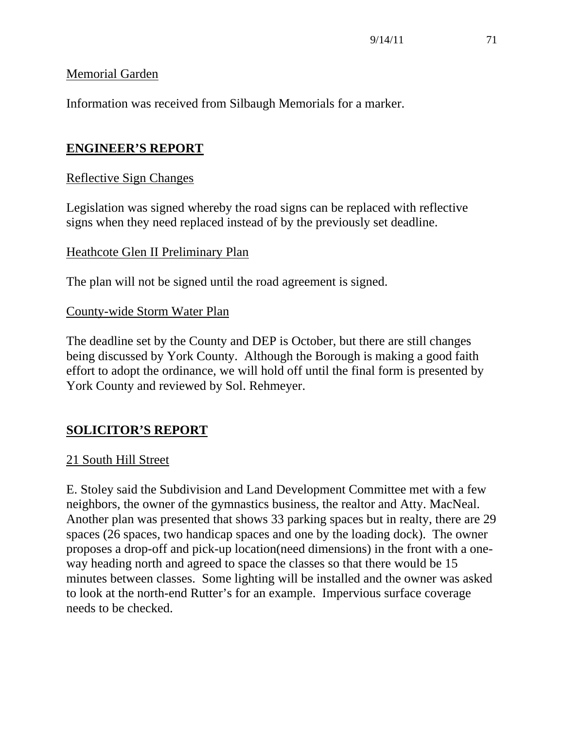Memorial Garden

Information was received from Silbaugh Memorials for a marker.

## ENGINEER'S REPORT

Reflective Sign Changes

Legislation was signed whereby the road signs can be replaced with reflective signs when they need replaced instead of by the previously set deadline.

Heathcote Glen II Preliminary Plan

The plan will not be signed until the road agreement is signed.

County-wide Storm Water Plan

The deadline set by the County and DEP is October, but there are still changes being discussed by York County. Although the Borough is making a good faith effort to adopt the ordinance, we will hold off until the final form is presented by York County and reviewed by Sol. Rehmeyer.

## SOLICITOR'S REPORT

21 South Hill Street

E. Stoley said the Subdivision and Land Development Committee met with a few neighbors, the owner of the gymnastics business, the realtor and Atty. MacNeal. Another plan was presented that shows 33 parking spaces but in realty, there are 29 spaces (26 spaces, two handicap spaces and one by the loading dock). The owner proposes a drop-off and pick-up location(need dimensions) in the front with a one-way heading north and agreed to space the classes so that there would be 15 minutes between classes. Some lighting will be installed and the owner was asked to look at the north-end Rutter's for an example. Impervious surface coverage needs to be checked.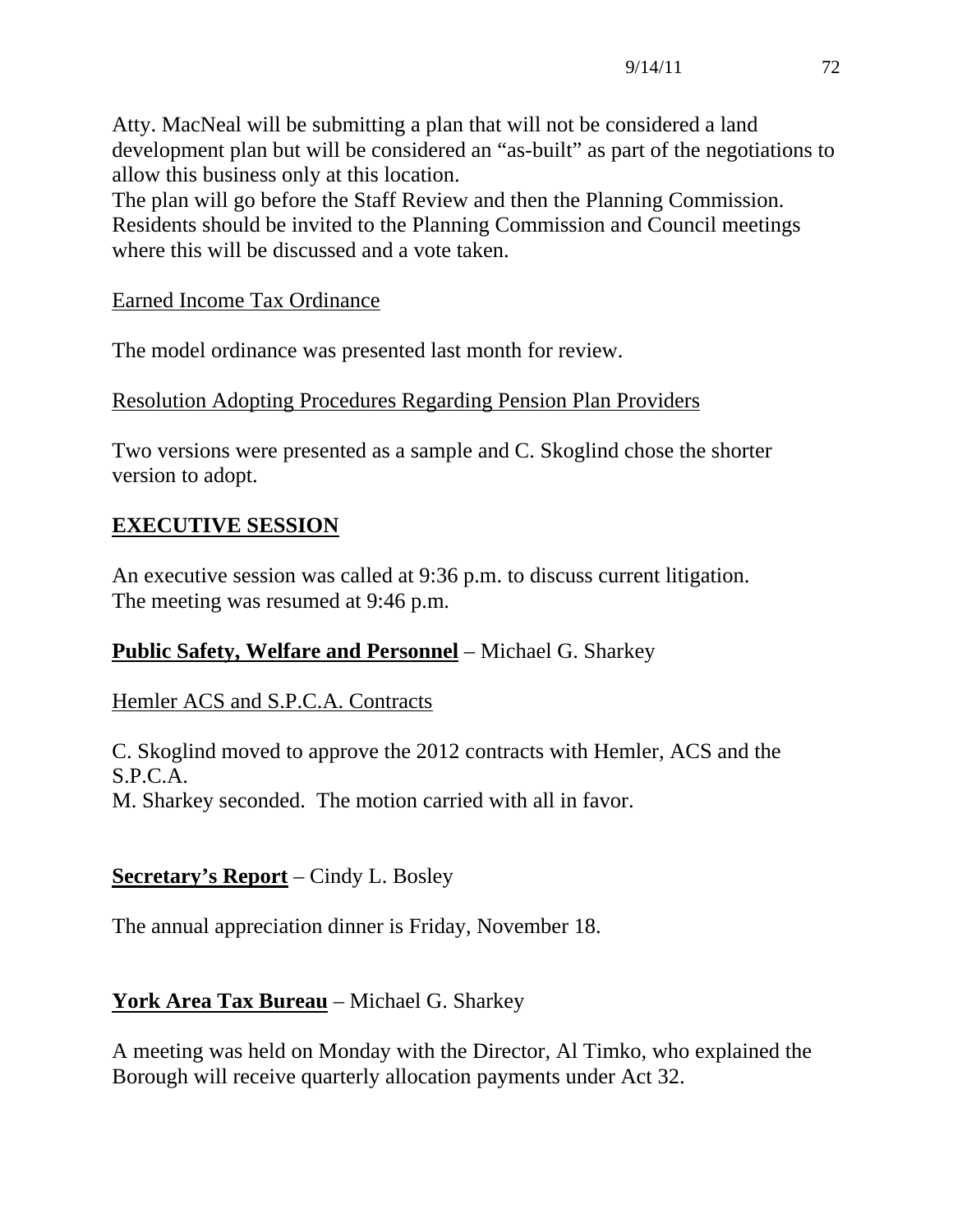Atty. MacNeal will be submitting a plan that will not be considered a land development plan but will be considered an "as-built" as part of the negotiations to allow this business only at this location.
The plan will go before the Staff Review and then the Planning Commission. Residents should be invited to the Planning Commission and Council meetings where this will be discussed and a vote taken.

Earned Income Tax Ordinance

The model ordinance was presented last month for review.

Resolution Adopting Procedures Regarding Pension Plan Providers

Two versions were presented as a sample and C. Skoglind chose the shorter version to adopt.

## EXECUTIVE SESSION

An executive session was called at 9:36 p.m. to discuss current litigation.
The meeting was resumed at 9:46 p.m.

**Public Safety, Welfare and Personnel** – Michael G. Sharkey

Hemler ACS and S.P.C.A. Contracts

C. Skoglind moved to approve the 2012 contracts with Hemler, ACS and the S.P.C.A.
M. Sharkey seconded. The motion carried with all in favor.

**Secretary's Report** – Cindy L. Bosley

The annual appreciation dinner is Friday, November 18.

**York Area Tax Bureau** – Michael G. Sharkey

A meeting was held on Monday with the Director, Al Timko, who explained the Borough will receive quarterly allocation payments under Act 32.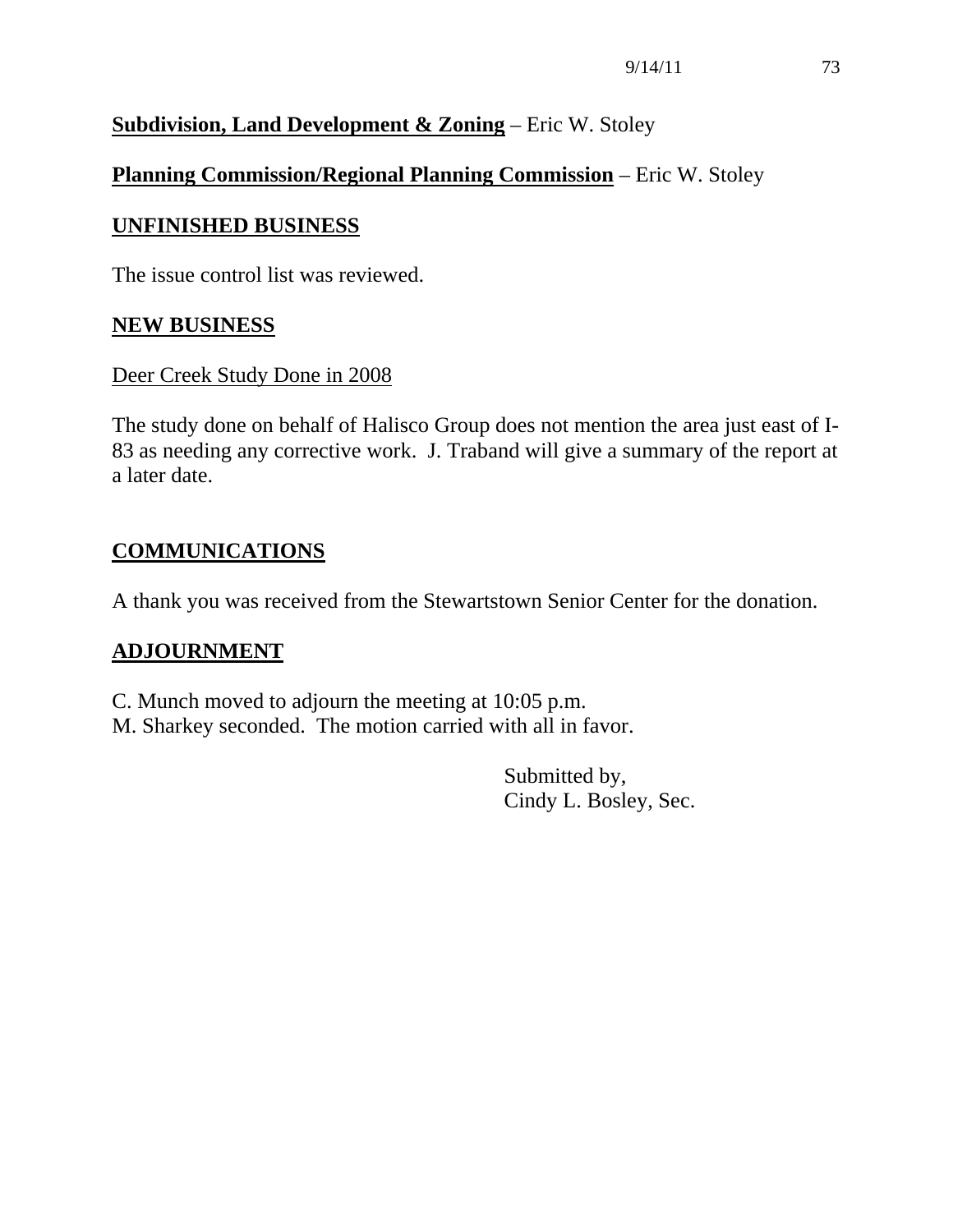**Subdivision, Land Development & Zoning** – Eric W. Stoley

**Planning Commission/Regional Planning Commission** – Eric W. Stoley

## UNFINISHED BUSINESS

The issue control list was reviewed.

## NEW BUSINESS

Deer Creek Study Done in 2008

The study done on behalf of Halisco Group does not mention the area just east of I-83 as needing any corrective work. J. Traband will give a summary of the report at a later date.

## COMMUNICATIONS

A thank you was received from the Stewartstown Senior Center for the donation.

## ADJOURNMENT

C. Munch moved to adjourn the meeting at 10:05 p.m.
M. Sharkey seconded. The motion carried with all in favor.

Submitted by,
Cindy L. Bosley, Sec.